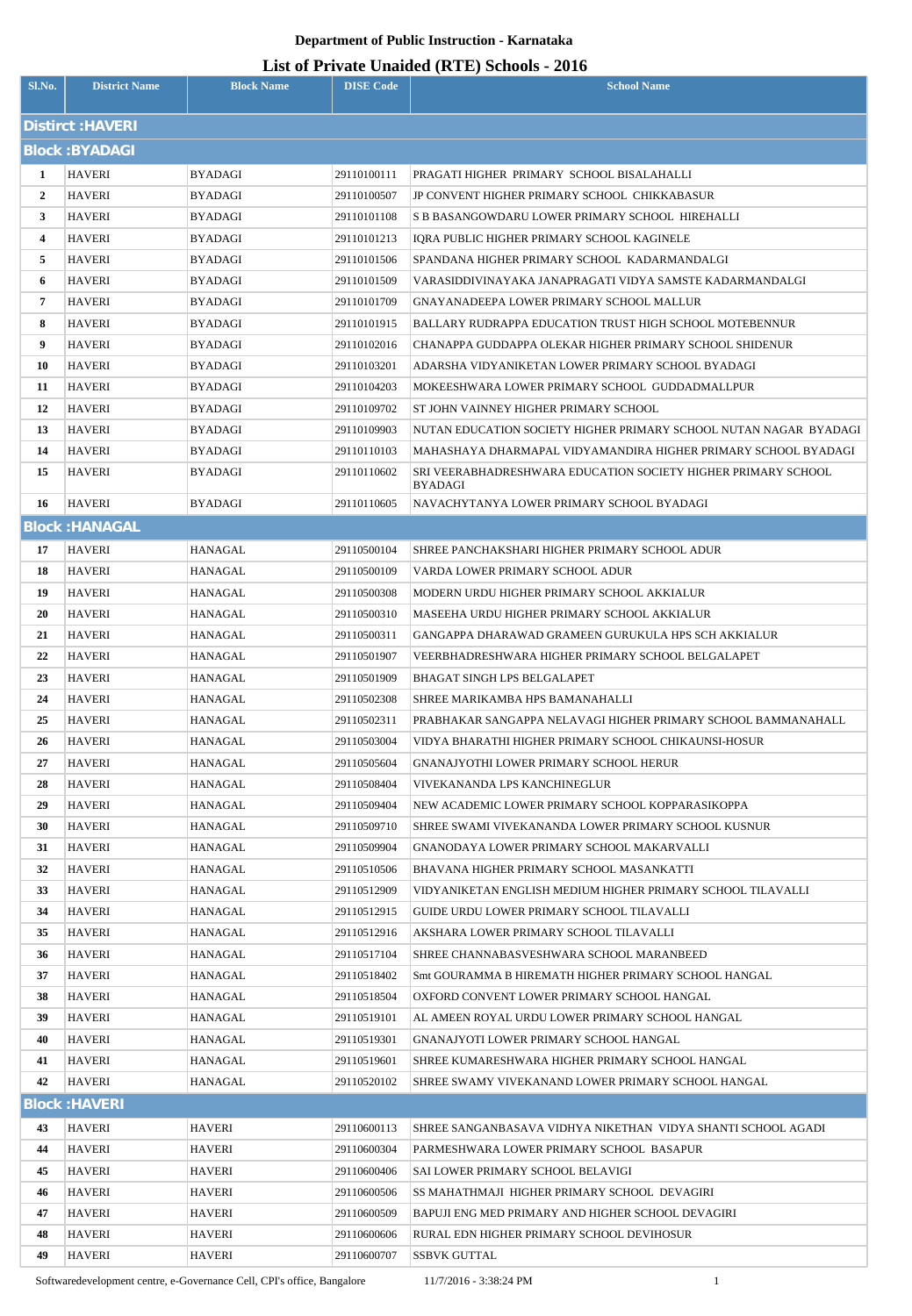**Department of Public Instruction - Karnataka**

# List of Private Unaided (RTE) Schools - 2016

| Sl.No. | District Name | Block Name | DISE Code | School Name |
|---|---|---|---|---|
| **Distirct :HAVERI** | | | | |
| **Block :BYADAGI** | | | | |
| 1 | HAVERI | BYADAGI | 29110100111 | PRAGATI HIGHER PRIMARY SCHOOL BISALAHALLI |
| 2 | HAVERI | BYADAGI | 29110100507 | JP CONVENT HIGHER PRIMARY SCHOOL CHIKKABASUR |
| 3 | HAVERI | BYADAGI | 29110101108 | S B BASANGOWDARU LOWER PRIMARY SCHOOL HIREHALLI |
| 4 | HAVERI | BYADAGI | 29110101213 | IQRA PUBLIC HIGHER PRIMARY SCHOOL KAGINELE |
| 5 | HAVERI | BYADAGI | 29110101506 | SPANDANA HIGHER PRIMARY SCHOOL KADARMANDALGI |
| 6 | HAVERI | BYADAGI | 29110101509 | VARASIDDIVINAYAKA JANAPRAGATI VIDYA SAMSTE KADARMANDALGI |
| 7 | HAVERI | BYADAGI | 29110101709 | GNAYANADEEPA LOWER PRIMARY SCHOOL MALLUR |
| 8 | HAVERI | BYADAGI | 29110101915 | BALLARY RUDRAPPA EDUCATION TRUST HIGH SCHOOL MOTEBENNUR |
| 9 | HAVERI | BYADAGI | 29110102016 | CHANAPPA GUDDAPPA OLEKAR HIGHER PRIMARY SCHOOL SHIDENUR |
| 10 | HAVERI | BYADAGI | 29110103201 | ADARSHA VIDYANIKETAN LOWER PRIMARY SCHOOL BYADAGI |
| 11 | HAVERI | BYADAGI | 29110104203 | MOKEESHWARA LOWER PRIMARY SCHOOL GUDDADMALLPUR |
| 12 | HAVERI | BYADAGI | 29110109702 | ST JOHN VAINNEY HIGHER PRIMARY SCHOOL |
| 13 | HAVERI | BYADAGI | 29110109903 | NUTAN EDUCATION SOCIETY HIGHER PRIMARY SCHOOL NUTAN NAGAR BYADAGI |
| 14 | HAVERI | BYADAGI | 29110110103 | MAHASHAYA DHARMAPAL VIDYAMANDIRA HIGHER PRIMARY SCHOOL BYADAGI |
| 15 | HAVERI | BYADAGI | 29110110602 | SRI VEERABHADRESHWARA EDUCATION SOCIETY HIGHER PRIMARY SCHOOL BYADAGI |
| 16 | HAVERI | BYADAGI | 29110110605 | NAVACHYTANYA LOWER PRIMARY SCHOOL BYADAGI |
| **Block :HANAGAL** | | | | |
| 17 | HAVERI | HANAGAL | 29110500104 | SHREE PANCHAKSHARI HIGHER PRIMARY SCHOOL ADUR |
| 18 | HAVERI | HANAGAL | 29110500109 | VARDA LOWER PRIMARY SCHOOL ADUR |
| 19 | HAVERI | HANAGAL | 29110500308 | MODERN URDU HIGHER PRIMARY SCHOOL AKKIALUR |
| 20 | HAVERI | HANAGAL | 29110500310 | MASEEHA URDU HIGHER PRIMARY SCHOOL AKKIALUR |
| 21 | HAVERI | HANAGAL | 29110500311 | GANGAPPA DHARAWAD GRAMEEN GURUKULA HPS SCH AKKIALUR |
| 22 | HAVERI | HANAGAL | 29110501907 | VEERBHADRESHWARA HIGHER PRIMARY SCHOOL BELGALAPET |
| 23 | HAVERI | HANAGAL | 29110501909 | BHAGAT SINGH LPS BELGALAPET |
| 24 | HAVERI | HANAGAL | 29110502308 | SHREE MARIKAMBA HPS BAMANAHALLI |
| 25 | HAVERI | HANAGAL | 29110502311 | PRABHAKAR SANGAPPA NELAVAGI HIGHER PRIMARY SCHOOL BAMMANAHALL |
| 26 | HAVERI | HANAGAL | 29110503004 | VIDYA BHARATHI HIGHER PRIMARY SCHOOL CHIKAUNSI-HOSUR |
| 27 | HAVERI | HANAGAL | 29110505604 | GNANAJYOTHI LOWER PRIMARY SCHOOL HERUR |
| 28 | HAVERI | HANAGAL | 29110508404 | VIVEKANANDA LPS KANCHINEGLUR |
| 29 | HAVERI | HANAGAL | 29110509404 | NEW ACADEMIC LOWER PRIMARY SCHOOL KOPPARASIKOPPA |
| 30 | HAVERI | HANAGAL | 29110509710 | SHREE SWAMI VIVEKANANDA LOWER PRIMARY SCHOOL KUSNUR |
| 31 | HAVERI | HANAGAL | 29110509904 | GNANODAYA LOWER PRIMARY SCHOOL MAKARVALLI |
| 32 | HAVERI | HANAGAL | 29110510506 | BHAVANA HIGHER PRIMARY SCHOOL MASANKATTI |
| 33 | HAVERI | HANAGAL | 29110512909 | VIDYANIKETAN ENGLISH MEDIUM HIGHER PRIMARY SCHOOL TILAVALLI |
| 34 | HAVERI | HANAGAL | 29110512915 | GUIDE URDU LOWER PRIMARY SCHOOL TILAVALLI |
| 35 | HAVERI | HANAGAL | 29110512916 | AKSHARA LOWER PRIMARY SCHOOL TILAVALLI |
| 36 | HAVERI | HANAGAL | 29110517104 | SHREE CHANNABASVESHWARA SCHOOL MARANBEED |
| 37 | HAVERI | HANAGAL | 29110518402 | Smt GOURAMMA B HIREMATH HIGHER PRIMARY SCHOOL HANGAL |
| 38 | HAVERI | HANAGAL | 29110518504 | OXFORD CONVENT LOWER PRIMARY SCHOOL HANGAL |
| 39 | HAVERI | HANAGAL | 29110519101 | AL AMEEN ROYAL URDU LOWER PRIMARY SCHOOL HANGAL |
| 40 | HAVERI | HANAGAL | 29110519301 | GNANAJYOTI LOWER PRIMARY SCHOOL HANGAL |
| 41 | HAVERI | HANAGAL | 29110519601 | SHREE KUMARESHWARA HIGHER PRIMARY SCHOOL HANGAL |
| 42 | HAVERI | HANAGAL | 29110520102 | SHREE SWAMY VIVEKANAND LOWER PRIMARY SCHOOL HANGAL |
| **Block :HAVERI** | | | | |
| 43 | HAVERI | HAVERI | 29110600113 | SHREE SANGANBASAVA VIDHYA NIKETHAN VIDYA SHANTI SCHOOL AGADI |
| 44 | HAVERI | HAVERI | 29110600304 | PARMESHWARA LOWER PRIMARY SCHOOL BASAPUR |
| 45 | HAVERI | HAVERI | 29110600406 | SAI LOWER PRIMARY SCHOOL BELAVIGI |
| 46 | HAVERI | HAVERI | 29110600506 | SS MAHATHMAJI HIGHER PRIMARY SCHOOL DEVAGIRI |
| 47 | HAVERI | HAVERI | 29110600509 | BAPUJI ENG MED PRIMARY AND HIGHER SCHOOL DEVAGIRI |
| 48 | HAVERI | HAVERI | 29110600606 | RURAL EDN HIGHER PRIMARY SCHOOL DEVIHOSUR |
| 49 | HAVERI | HAVERI | 29110600707 | SSBVK GUTTAL |

Softwaredevelopment centre, e-Governance Cell, CPI's office, Bangalore 11/7/2016 - 3:38:24 PM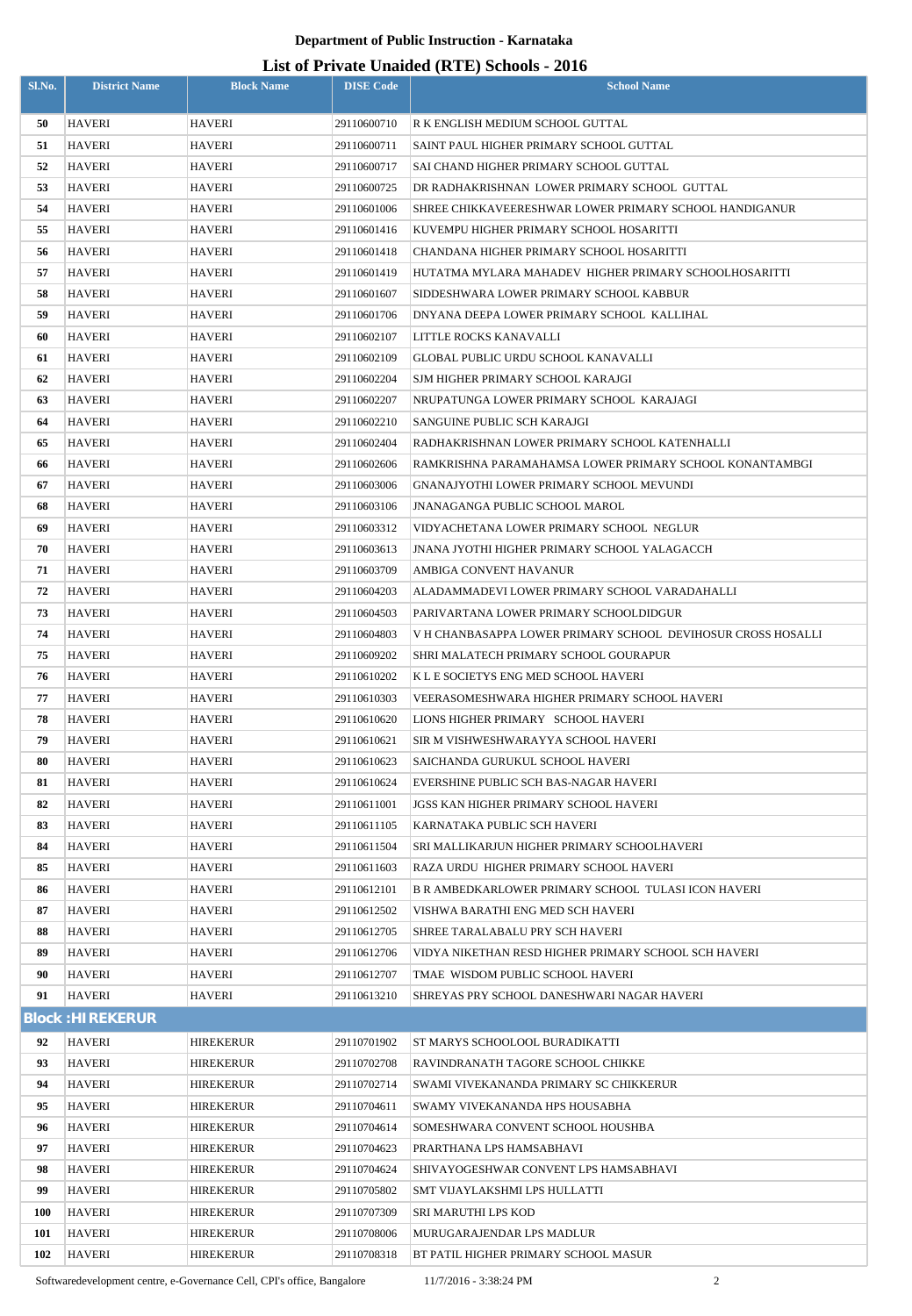**Department of Public Instruction - Karnataka**

**List of Private Unaided (RTE) Schools - 2016**

| Sl.No. | District Name | Block Name | DISE Code | School Name |
|---|---|---|---|---|
| 50 | HAVERI | HAVERI | 29110600710 | R K ENGLISH MEDIUM SCHOOL GUTTAL |
| 51 | HAVERI | HAVERI | 29110600711 | SAINT PAUL HIGHER PRIMARY SCHOOL GUTTAL |
| 52 | HAVERI | HAVERI | 29110600717 | SAI CHAND HIGHER PRIMARY SCHOOL GUTTAL |
| 53 | HAVERI | HAVERI | 29110600725 | DR RADHAKRISHNAN LOWER PRIMARY SCHOOL GUTTAL |
| 54 | HAVERI | HAVERI | 29110601006 | SHREE CHIKKAVEERESHWAR LOWER PRIMARY SCHOOL HANDIGANUR |
| 55 | HAVERI | HAVERI | 29110601416 | KUVEMPU HIGHER PRIMARY SCHOOL HOSARITTI |
| 56 | HAVERI | HAVERI | 29110601418 | CHANDANA HIGHER PRIMARY SCHOOL HOSARITTI |
| 57 | HAVERI | HAVERI | 29110601419 | HUTATMA MYLARA MAHADEV HIGHER PRIMARY SCHOOLHOSARITTI |
| 58 | HAVERI | HAVERI | 29110601607 | SIDDESHWARA LOWER PRIMARY SCHOOL KABBUR |
| 59 | HAVERI | HAVERI | 29110601706 | DNYANA DEEPA LOWER PRIMARY SCHOOL KALLIHAL |
| 60 | HAVERI | HAVERI | 29110602107 | LITTLE ROCKS KANAVALLI |
| 61 | HAVERI | HAVERI | 29110602109 | GLOBAL PUBLIC URDU SCHOOL KANAVALLI |
| 62 | HAVERI | HAVERI | 29110602204 | SJM HIGHER PRIMARY SCHOOL KARAJGI |
| 63 | HAVERI | HAVERI | 29110602207 | NRUPATUNGA LOWER PRIMARY SCHOOL KARAJAGI |
| 64 | HAVERI | HAVERI | 29110602210 | SANGUINE PUBLIC SCH KARAJGI |
| 65 | HAVERI | HAVERI | 29110602404 | RADHAKRISHNAN LOWER PRIMARY SCHOOL KATENHALLI |
| 66 | HAVERI | HAVERI | 29110602606 | RAMKRISHNA PARAMAHAMSA LOWER PRIMARY SCHOOL KONANTAMBGI |
| 67 | HAVERI | HAVERI | 29110603006 | GNANAJYOTHI LOWER PRIMARY SCHOOL MEVUNDI |
| 68 | HAVERI | HAVERI | 29110603106 | JNANAGANGA PUBLIC SCHOOL MAROL |
| 69 | HAVERI | HAVERI | 29110603312 | VIDYACHETANA LOWER PRIMARY SCHOOL NEGLUR |
| 70 | HAVERI | HAVERI | 29110603613 | JNANA JYOTHI HIGHER PRIMARY SCHOOL YALAGACCH |
| 71 | HAVERI | HAVERI | 29110603709 | AMBIGA CONVENT HAVANUR |
| 72 | HAVERI | HAVERI | 29110604203 | ALADAMMADEVI LOWER PRIMARY SCHOOL VARADAHALLI |
| 73 | HAVERI | HAVERI | 29110604503 | PARIVARTANA LOWER PRIMARY SCHOOLDIDGUR |
| 74 | HAVERI | HAVERI | 29110604803 | V H CHANBASAPPA LOWER PRIMARY SCHOOL DEVIHOSUR CROSS HOSALLI |
| 75 | HAVERI | HAVERI | 29110609202 | SHRI MALATECH PRIMARY SCHOOL GOURAPUR |
| 76 | HAVERI | HAVERI | 29110610202 | K L E SOCIETYS ENG MED SCHOOL HAVERI |
| 77 | HAVERI | HAVERI | 29110610303 | VEERASOMESHWARA HIGHER PRIMARY SCHOOL HAVERI |
| 78 | HAVERI | HAVERI | 29110610620 | LIONS HIGHER PRIMARY SCHOOL HAVERI |
| 79 | HAVERI | HAVERI | 29110610621 | SIR M VISHWESHWARAYYA SCHOOL HAVERI |
| 80 | HAVERI | HAVERI | 29110610623 | SAICHANDA GURUKUL SCHOOL HAVERI |
| 81 | HAVERI | HAVERI | 29110610624 | EVERSHINE PUBLIC SCH BAS-NAGAR HAVERI |
| 82 | HAVERI | HAVERI | 29110611001 | JGSS KAN HIGHER PRIMARY SCHOOL HAVERI |
| 83 | HAVERI | HAVERI | 29110611105 | KARNATAKA PUBLIC SCH HAVERI |
| 84 | HAVERI | HAVERI | 29110611504 | SRI MALLIKARJUN HIGHER PRIMARY SCHOOLHAVERI |
| 85 | HAVERI | HAVERI | 29110611603 | RAZA URDU HIGHER PRIMARY SCHOOL HAVERI |
| 86 | HAVERI | HAVERI | 29110612101 | B R AMBEDKARLOWER PRIMARY SCHOOL TULASI ICON HAVERI |
| 87 | HAVERI | HAVERI | 29110612502 | VISHWA BARATHI ENG MED SCH HAVERI |
| 88 | HAVERI | HAVERI | 29110612705 | SHREE TARALABALU PRY SCH HAVERI |
| 89 | HAVERI | HAVERI | 29110612706 | VIDYA NIKETHAN RESD HIGHER PRIMARY SCHOOL SCH HAVERI |
| 90 | HAVERI | HAVERI | 29110612707 | TMAE WISDOM PUBLIC SCHOOL HAVERI |
| 91 | HAVERI | HAVERI | 29110613210 | SHREYAS PRY SCHOOL DANESHWARI NAGAR HAVERI |
| **Block :HIREKERUR** | | | | |
| 92 | HAVERI | HIREKERUR | 29110701902 | ST MARYS SCHOOLOOL BURADIKATTI |
| 93 | HAVERI | HIREKERUR | 29110702708 | RAVINDRANATH TAGORE SCHOOL CHIKKE |
| 94 | HAVERI | HIREKERUR | 29110702714 | SWAMI VIVEKANANDA PRIMARY SC CHIKKERUR |
| 95 | HAVERI | HIREKERUR | 29110704611 | SWAMY VIVEKANANDA HPS HOUSABHA |
| 96 | HAVERI | HIREKERUR | 29110704614 | SOMESHWARA CONVENT SCHOOL HOUSHBA |
| 97 | HAVERI | HIREKERUR | 29110704623 | PRARTHANA LPS HAMSABHAVI |
| 98 | HAVERI | HIREKERUR | 29110704624 | SHIVAYOGESHWAR CONVENT LPS HAMSABHAVI |
| 99 | HAVERI | HIREKERUR | 29110705802 | SMT VIJAYLAKSHMI LPS HULLATTI |
| 100 | HAVERI | HIREKERUR | 29110707309 | SRI MARUTHI LPS KOD |
| 101 | HAVERI | HIREKERUR | 29110708006 | MURUGARAJENDAR LPS MADLUR |
| 102 | HAVERI | HIREKERUR | 29110708318 | BT PATIL HIGHER PRIMARY SCHOOL MASUR |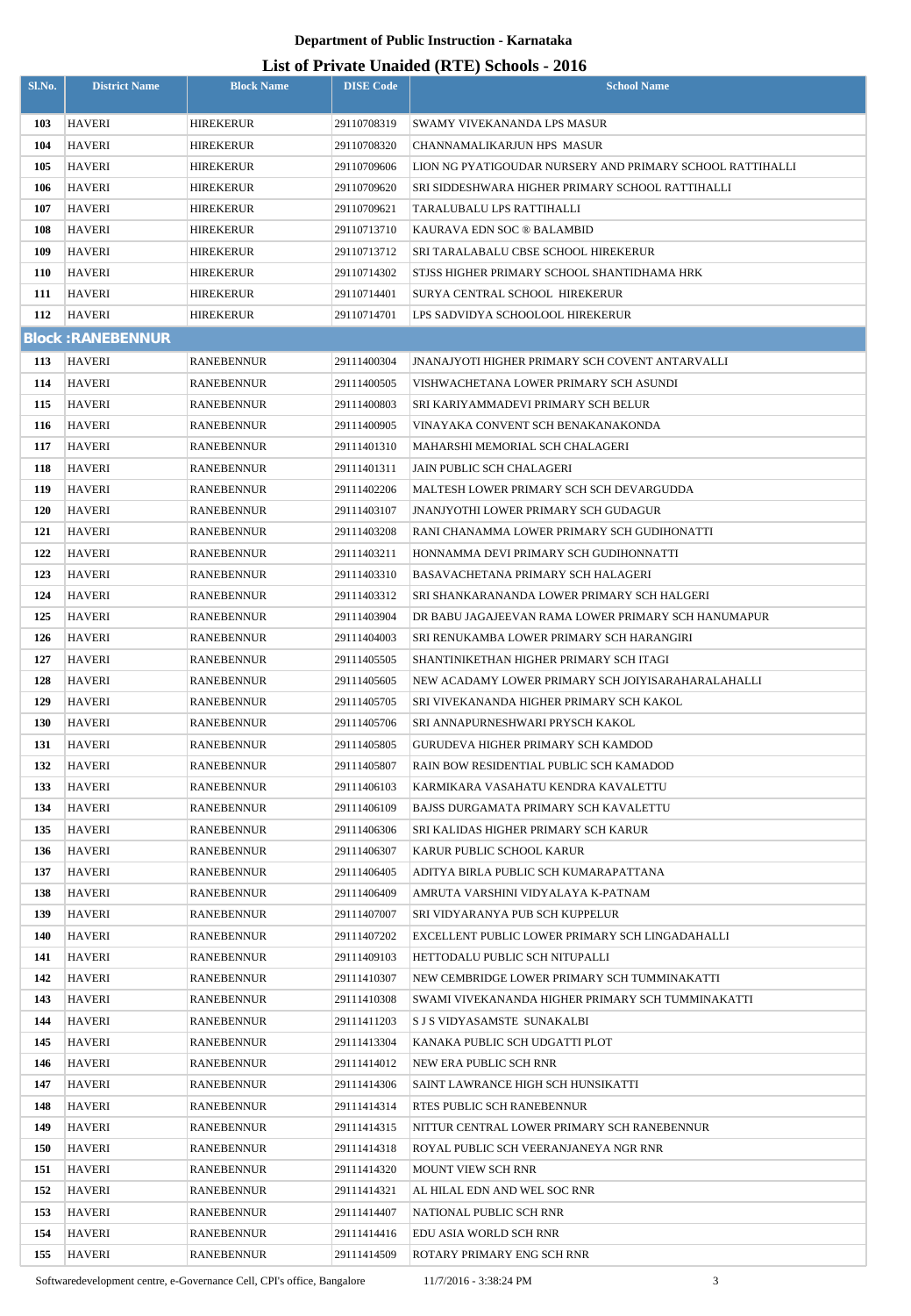# Department of Public Instruction - Karnataka

## List of Private Unaided (RTE) Schools - 2016

| Sl.No. | District Name | Block Name | DISE Code | School Name |
|---|---|---|---|---|
| 103 | HAVERI | HIREKERUR | 29110708319 | SWAMY VIVEKANANDA LPS MASUR |
| 104 | HAVERI | HIREKERUR | 29110708320 | CHANNAMALIKARJUN HPS MASUR |
| 105 | HAVERI | HIREKERUR | 29110709606 | LION NG PYATIGOUDAR NURSERY AND PRIMARY SCHOOL RATTIHALLI |
| 106 | HAVERI | HIREKERUR | 29110709620 | SRI SIDDESHWARA HIGHER PRIMARY SCHOOL RATTIHALLI |
| 107 | HAVERI | HIREKERUR | 29110709621 | TARALUBALU LPS RATTIHALLI |
| 108 | HAVERI | HIREKERUR | 29110713710 | KAURAVA EDN SOC ® BALAMBID |
| 109 | HAVERI | HIREKERUR | 29110713712 | SRI TARALABALU CBSE SCHOOL HIREKERUR |
| 110 | HAVERI | HIREKERUR | 29110714302 | STJSS HIGHER PRIMARY SCHOOL SHANTIDHAMA HRK |
| 111 | HAVERI | HIREKERUR | 29110714401 | SURYA CENTRAL SCHOOL HIREKERUR |
| 112 | HAVERI | HIREKERUR | 29110714701 | LPS SADVIDYA SCHOOLOOL HIREKERUR |
| **Block :RANEBENNUR** | | | | |
| 113 | HAVERI | RANEBENNUR | 29111400304 | JNANAJYOTI HIGHER PRIMARY SCH COVENT ANTARVALLI |
| 114 | HAVERI | RANEBENNUR | 29111400505 | VISHWACHETANA LOWER PRIMARY SCH ASUNDI |
| 115 | HAVERI | RANEBENNUR | 29111400803 | SRI KARIYAMMADEVI PRIMARY SCH BELUR |
| 116 | HAVERI | RANEBENNUR | 29111400905 | VINAYAKA CONVENT SCH BENAKANAKONDA |
| 117 | HAVERI | RANEBENNUR | 29111401310 | MAHARSHI MEMORIAL SCH CHALAGERI |
| 118 | HAVERI | RANEBENNUR | 29111401311 | JAIN PUBLIC SCH CHALAGERI |
| 119 | HAVERI | RANEBENNUR | 29111402206 | MALTESH LOWER PRIMARY SCH SCH DEVARGUDDA |
| 120 | HAVERI | RANEBENNUR | 29111403107 | JNANJYOTHI LOWER PRIMARY SCH GUDAGUR |
| 121 | HAVERI | RANEBENNUR | 29111403208 | RANI CHANAMMA LOWER PRIMARY SCH GUDIHONATTI |
| 122 | HAVERI | RANEBENNUR | 29111403211 | HONNAMMA DEVI PRIMARY SCH GUDIHONNATTI |
| 123 | HAVERI | RANEBENNUR | 29111403310 | BASAVACHETANA PRIMARY SCH HALAGERI |
| 124 | HAVERI | RANEBENNUR | 29111403312 | SRI SHANKARANANDA LOWER PRIMARY SCH HALGERI |
| 125 | HAVERI | RANEBENNUR | 29111403904 | DR BABU JAGAJEEVAN RAMA LOWER PRIMARY SCH HANUMAPUR |
| 126 | HAVERI | RANEBENNUR | 29111404003 | SRI RENUKAMBA LOWER PRIMARY SCH HARANGIRI |
| 127 | HAVERI | RANEBENNUR | 29111405505 | SHANTINIKETHAN HIGHER PRIMARY SCH ITAGI |
| 128 | HAVERI | RANEBENNUR | 29111405605 | NEW ACADAMY LOWER PRIMARY SCH JOIYISARAHARALAHALLI |
| 129 | HAVERI | RANEBENNUR | 29111405705 | SRI VIVEKANANDA HIGHER PRIMARY SCH KAKOL |
| 130 | HAVERI | RANEBENNUR | 29111405706 | SRI ANNAPURNESHWARI PRYSCH KAKOL |
| 131 | HAVERI | RANEBENNUR | 29111405805 | GURUDEVA HIGHER PRIMARY SCH KAMDOD |
| 132 | HAVERI | RANEBENNUR | 29111405807 | RAIN BOW RESIDENTIAL PUBLIC SCH KAMADOD |
| 133 | HAVERI | RANEBENNUR | 29111406103 | KARMIKARA VASAHATU KENDRA KAVALETTU |
| 134 | HAVERI | RANEBENNUR | 29111406109 | BAJSS DURGAMATA PRIMARY SCH KAVALETTU |
| 135 | HAVERI | RANEBENNUR | 29111406306 | SRI KALIDAS HIGHER PRIMARY SCH KARUR |
| 136 | HAVERI | RANEBENNUR | 29111406307 | KARUR PUBLIC SCHOOL KARUR |
| 137 | HAVERI | RANEBENNUR | 29111406405 | ADITYA BIRLA PUBLIC SCH KUMARAPATTANA |
| 138 | HAVERI | RANEBENNUR | 29111406409 | AMRUTA VARSHINI VIDYALAYA K-PATNAM |
| 139 | HAVERI | RANEBENNUR | 29111407007 | SRI VIDYARANYA PUB SCH KUPPELUR |
| 140 | HAVERI | RANEBENNUR | 29111407202 | EXCELLENT PUBLIC LOWER PRIMARY SCH LINGADAHALLI |
| 141 | HAVERI | RANEBENNUR | 29111409103 | HETTODALU PUBLIC SCH NITUPALLI |
| 142 | HAVERI | RANEBENNUR | 29111410307 | NEW CEMBRIDGE LOWER PRIMARY SCH TUMMINAKATTI |
| 143 | HAVERI | RANEBENNUR | 29111410308 | SWAMI VIVEKANANDA HIGHER PRIMARY SCH TUMMINAKATTI |
| 144 | HAVERI | RANEBENNUR | 29111411203 | S J S VIDYASAMSTE SUNAKALBI |
| 145 | HAVERI | RANEBENNUR | 29111413304 | KANAKA PUBLIC SCH UDGATTI PLOT |
| 146 | HAVERI | RANEBENNUR | 29111414012 | NEW ERA PUBLIC SCH RNR |
| 147 | HAVERI | RANEBENNUR | 29111414306 | SAINT LAWRANCE HIGH SCH HUNSIKATTI |
| 148 | HAVERI | RANEBENNUR | 29111414314 | RTES PUBLIC SCH RANEBENNUR |
| 149 | HAVERI | RANEBENNUR | 29111414315 | NITTUR CENTRAL LOWER PRIMARY SCH RANEBENNUR |
| 150 | HAVERI | RANEBENNUR | 29111414318 | ROYAL PUBLIC SCH VEERANJANEYA NGR RNR |
| 151 | HAVERI | RANEBENNUR | 29111414320 | MOUNT VIEW SCH RNR |
| 152 | HAVERI | RANEBENNUR | 29111414321 | AL HILAL EDN AND WEL SOC RNR |
| 153 | HAVERI | RANEBENNUR | 29111414407 | NATIONAL PUBLIC SCH RNR |
| 154 | HAVERI | RANEBENNUR | 29111414416 | EDU ASIA WORLD SCH RNR |
| 155 | HAVERI | RANEBENNUR | 29111414509 | ROTARY PRIMARY ENG SCH RNR |

Softwaredevelopment centre, e-Governance Cell, CPI's office, Bangalore 11/7/2016 - 3:38:24 PM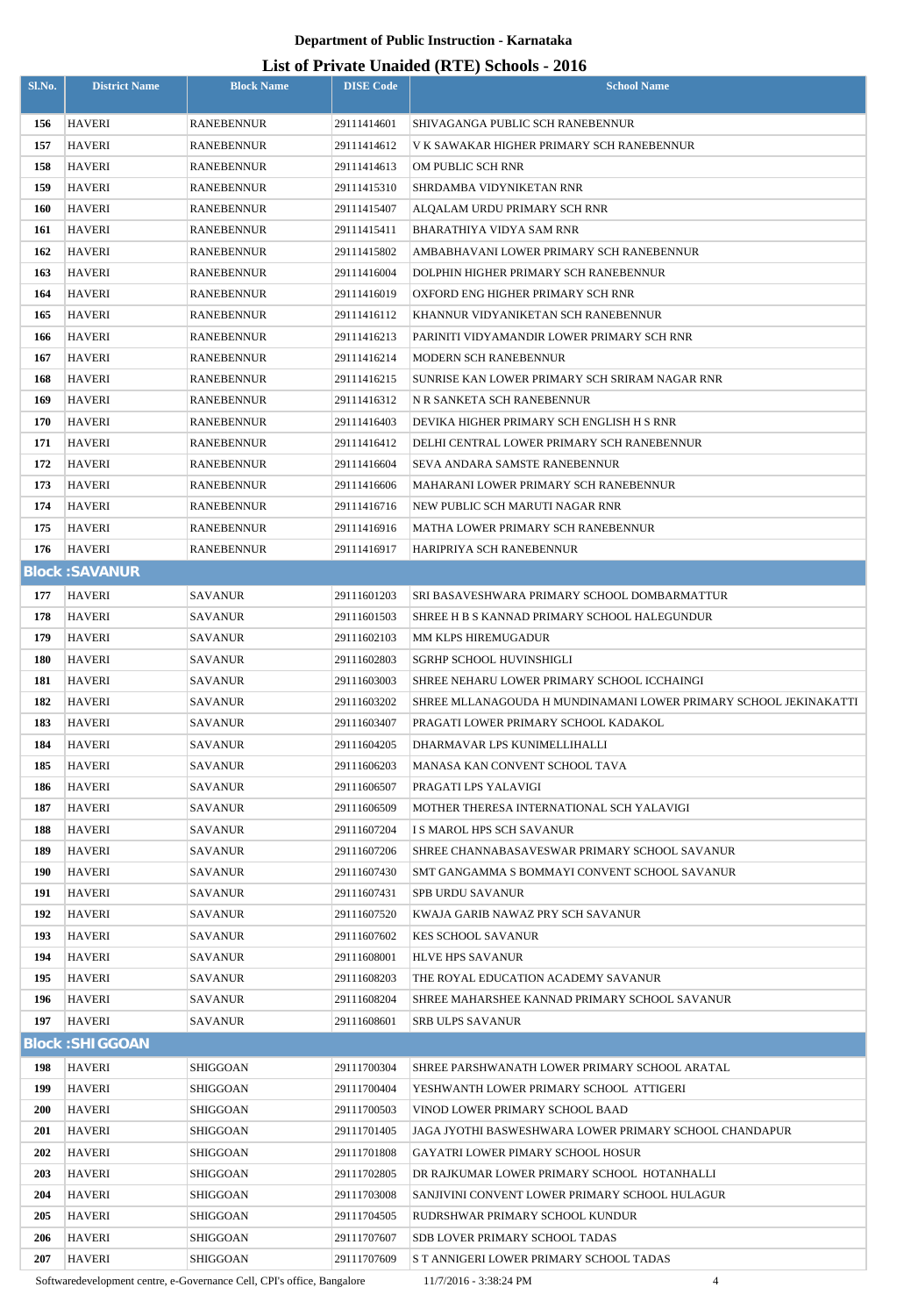# Department of Public Instruction - Karnataka

## List of Private Unaided (RTE) Schools - 2016

| Sl.No. | District Name | Block Name | DISE Code | School Name |
|---|---|---|---|---|
| 156 | HAVERI | RANEBENNUR | 29111414601 | SHIVAGANGA PUBLIC SCH RANEBENNUR |
| 157 | HAVERI | RANEBENNUR | 29111414612 | V K SAWAKAR HIGHER PRIMARY SCH RANEBENNUR |
| 158 | HAVERI | RANEBENNUR | 29111414613 | OM PUBLIC SCH RNR |
| 159 | HAVERI | RANEBENNUR | 29111415310 | SHRDAMBA VIDYNIKETAN RNR |
| 160 | HAVERI | RANEBENNUR | 29111415407 | ALQALAM URDU PRIMARY SCH RNR |
| 161 | HAVERI | RANEBENNUR | 29111415411 | BHARATHIYA VIDYA SAM RNR |
| 162 | HAVERI | RANEBENNUR | 29111415802 | AMBABHAVANI LOWER PRIMARY SCH RANEBENNUR |
| 163 | HAVERI | RANEBENNUR | 29111416004 | DOLPHIN HIGHER PRIMARY SCH RANEBENNUR |
| 164 | HAVERI | RANEBENNUR | 29111416019 | OXFORD ENG HIGHER PRIMARY SCH RNR |
| 165 | HAVERI | RANEBENNUR | 29111416112 | KHANNUR VIDYANIKETAN SCH RANEBENNUR |
| 166 | HAVERI | RANEBENNUR | 29111416213 | PARINITI VIDYAMANDIR LOWER PRIMARY SCH RNR |
| 167 | HAVERI | RANEBENNUR | 29111416214 | MODERN SCH RANEBENNUR |
| 168 | HAVERI | RANEBENNUR | 29111416215 | SUNRISE KAN LOWER PRIMARY SCH SRIRAM NAGAR RNR |
| 169 | HAVERI | RANEBENNUR | 29111416312 | N R SANKETA SCH RANEBENNUR |
| 170 | HAVERI | RANEBENNUR | 29111416403 | DEVIKA HIGHER PRIMARY SCH ENGLISH H S RNR |
| 171 | HAVERI | RANEBENNUR | 29111416412 | DELHI CENTRAL LOWER PRIMARY SCH RANEBENNUR |
| 172 | HAVERI | RANEBENNUR | 29111416604 | SEVA ANDARA SAMSTE RANEBENNUR |
| 173 | HAVERI | RANEBENNUR | 29111416606 | MAHARANI LOWER PRIMARY SCH RANEBENNUR |
| 174 | HAVERI | RANEBENNUR | 29111416716 | NEW PUBLIC SCH MARUTI NAGAR RNR |
| 175 | HAVERI | RANEBENNUR | 29111416916 | MATHA LOWER PRIMARY SCH RANEBENNUR |
| 176 | HAVERI | RANEBENNUR | 29111416917 | HARIPRIYA SCH RANEBENNUR |
| **Block :SAVANUR** | | | | |
| 177 | HAVERI | SAVANUR | 29111601203 | SRI BASAVESHWARA PRIMARY SCHOOL DOMBARMATTUR |
| 178 | HAVERI | SAVANUR | 29111601503 | SHREE H B S KANNAD PRIMARY SCHOOL HALEGUNDUR |
| 179 | HAVERI | SAVANUR | 29111602103 | MM KLPS HIREMUGADUR |
| 180 | HAVERI | SAVANUR | 29111602803 | SGRHP SCHOOL HUVINSHIGLI |
| 181 | HAVERI | SAVANUR | 29111603003 | SHREE NEHARU LOWER PRIMARY SCHOOL ICCHAINGI |
| 182 | HAVERI | SAVANUR | 29111603202 | SHREE MLLANAGOUDA H MUNDINAMANI LOWER PRIMARY SCHOOL JEKINAKATTI |
| 183 | HAVERI | SAVANUR | 29111603407 | PRAGATI LOWER PRIMARY SCHOOL KADAKOL |
| 184 | HAVERI | SAVANUR | 29111604205 | DHARMAVAR LPS KUNIMELLIHALLI |
| 185 | HAVERI | SAVANUR | 29111606203 | MANASA KAN CONVENT SCHOOL TAVA |
| 186 | HAVERI | SAVANUR | 29111606507 | PRAGATI LPS YALAVIGI |
| 187 | HAVERI | SAVANUR | 29111606509 | MOTHER THERESA INTERNATIONAL SCH YALAVIGI |
| 188 | HAVERI | SAVANUR | 29111607204 | I S MAROL HPS SCH SAVANUR |
| 189 | HAVERI | SAVANUR | 29111607206 | SHREE CHANNABASAVESWAR PRIMARY SCHOOL SAVANUR |
| 190 | HAVERI | SAVANUR | 29111607430 | SMT GANGAMMA S BOMMAYI CONVENT SCHOOL SAVANUR |
| 191 | HAVERI | SAVANUR | 29111607431 | SPB URDU SAVANUR |
| 192 | HAVERI | SAVANUR | 29111607520 | KWAJA GARIB NAWAZ PRY SCH SAVANUR |
| 193 | HAVERI | SAVANUR | 29111607602 | KES SCHOOL SAVANUR |
| 194 | HAVERI | SAVANUR | 29111608001 | HLVE HPS SAVANUR |
| 195 | HAVERI | SAVANUR | 29111608203 | THE ROYAL EDUCATION ACADEMY SAVANUR |
| 196 | HAVERI | SAVANUR | 29111608204 | SHREE MAHARSHEE KANNAD PRIMARY SCHOOL SAVANUR |
| 197 | HAVERI | SAVANUR | 29111608601 | SRB ULPS SAVANUR |
| **Block :SHIGGOAN** | | | | |
| 198 | HAVERI | SHIGGOAN | 29111700304 | SHREE PARSHWANATH LOWER PRIMARY SCHOOL ARATAL |
| 199 | HAVERI | SHIGGOAN | 29111700404 | YESHWANTH LOWER PRIMARY SCHOOL ATTIGERI |
| 200 | HAVERI | SHIGGOAN | 29111700503 | VINOD LOWER PRIMARY SCHOOL BAAD |
| 201 | HAVERI | SHIGGOAN | 29111701405 | JAGA JYOTHI BASWESHWARA LOWER PRIMARY SCHOOL CHANDAPUR |
| 202 | HAVERI | SHIGGOAN | 29111701808 | GAYATRI LOWER PIMARY SCHOOL HOSUR |
| 203 | HAVERI | SHIGGOAN | 29111702805 | DR RAJKUMAR LOWER PRIMARY SCHOOL HOTANHALLI |
| 204 | HAVERI | SHIGGOAN | 29111703008 | SANJIVINI CONVENT LOWER PRIMARY SCHOOL HULAGUR |
| 205 | HAVERI | SHIGGOAN | 29111704505 | RUDRSHWAR PRIMARY SCHOOL KUNDUR |
| 206 | HAVERI | SHIGGOAN | 29111707607 | SDB LOVER PRIMARY SCHOOL TADAS |
| 207 | HAVERI | SHIGGOAN | 29111707609 | S T ANNIGERI LOWER PRIMARY SCHOOL TADAS |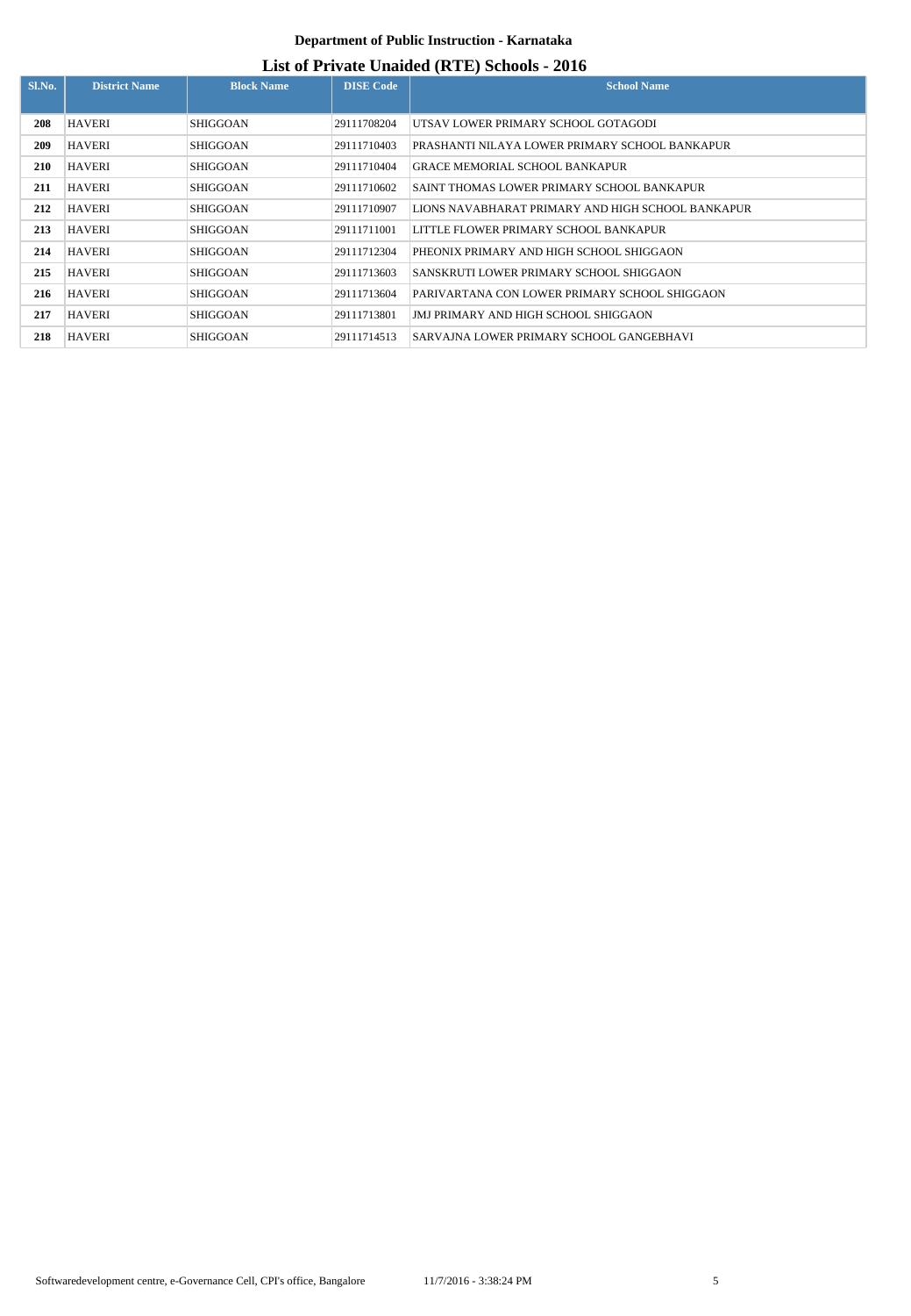**Department of Public Instruction - Karnataka**

## List of Private Unaided (RTE) Schools - 2016

| Sl.No. | District Name | Block Name | DISE Code | School Name |
|---|---|---|---|---|
| 208 | HAVERI | SHIGGOAN | 29111708204 | UTSAV LOWER PRIMARY SCHOOL GOTAGODI |
| 209 | HAVERI | SHIGGOAN | 29111710403 | PRASHANTI NILAYA LOWER PRIMARY SCHOOL BANKAPUR |
| 210 | HAVERI | SHIGGOAN | 29111710404 | GRACE MEMORIAL SCHOOL BANKAPUR |
| 211 | HAVERI | SHIGGOAN | 29111710602 | SAINT THOMAS LOWER PRIMARY SCHOOL BANKAPUR |
| 212 | HAVERI | SHIGGOAN | 29111710907 | LIONS NAVABHARAT PRIMARY AND HIGH SCHOOL BANKAPUR |
| 213 | HAVERI | SHIGGOAN | 29111711001 | LITTLE FLOWER PRIMARY SCHOOL BANKAPUR |
| 214 | HAVERI | SHIGGOAN | 29111712304 | PHEONIX PRIMARY AND HIGH SCHOOL SHIGGAON |
| 215 | HAVERI | SHIGGOAN | 29111713603 | SANSKRUTI LOWER PRIMARY SCHOOL SHIGGAON |
| 216 | HAVERI | SHIGGOAN | 29111713604 | PARIVARTANA CON LOWER PRIMARY SCHOOL SHIGGAON |
| 217 | HAVERI | SHIGGOAN | 29111713801 | JMJ PRIMARY AND HIGH SCHOOL SHIGGAON |
| 218 | HAVERI | SHIGGOAN | 29111714513 | SARVAJNA LOWER PRIMARY SCHOOL GANGEBHAVI |